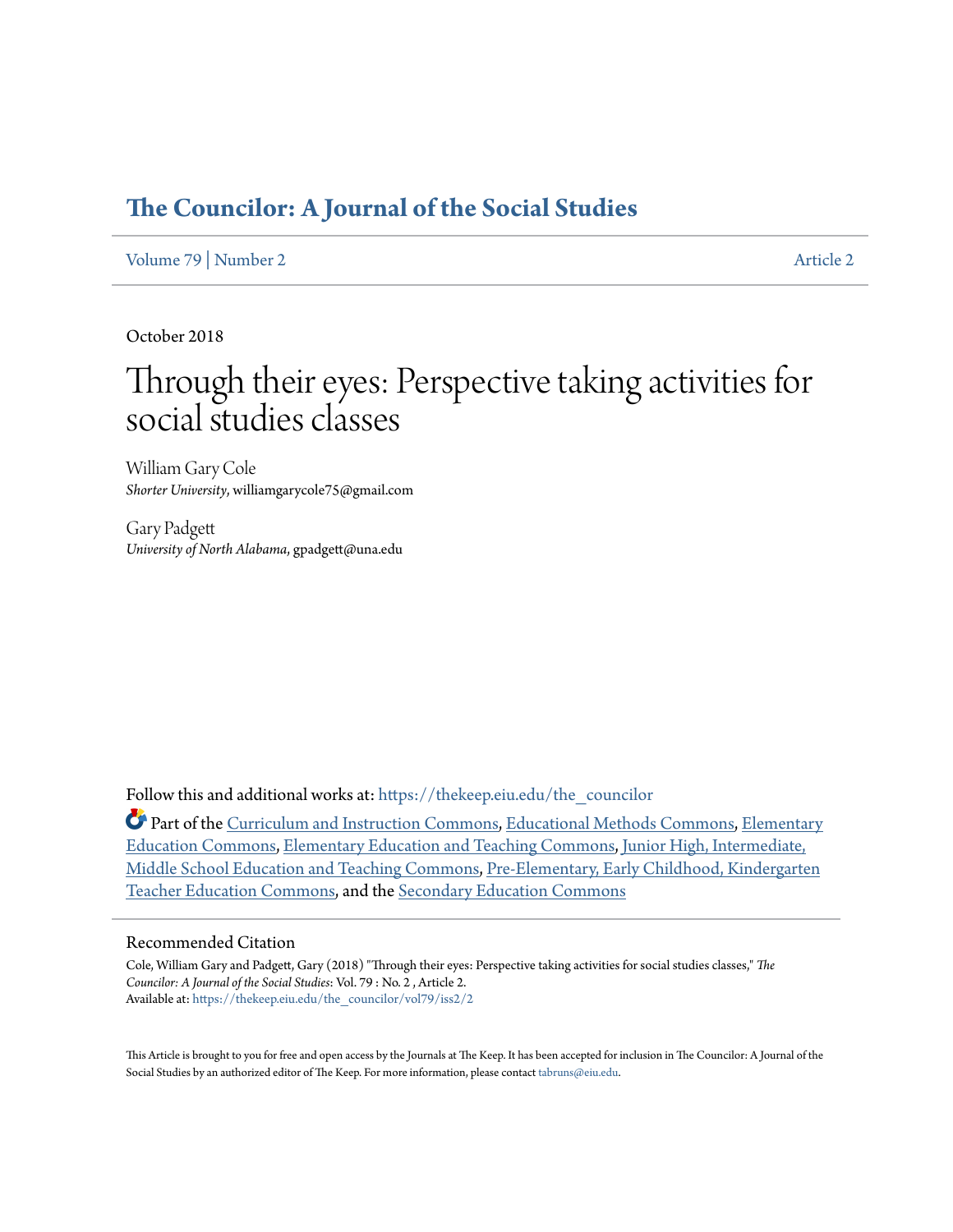# The Councilor: A Journal of the Social Studies

Volume 79 | Number 2 Article 2

October 2018

# Through their eyes: Perspective taking activities for social studies classes

William Gary Cole
*Shorter University*, williamgarycole75@gmail.com

Gary Padgett
*University of North Alabama*, gpadgett@una.edu

Follow this and additional works at: https://thekeep.eiu.edu/the_councilor

Part of the Curriculum and Instruction Commons, Educational Methods Commons, Elementary Education Commons, Elementary Education and Teaching Commons, Junior High, Intermediate, Middle School Education and Teaching Commons, Pre-Elementary, Early Childhood, Kindergarten Teacher Education Commons, and the Secondary Education Commons

## Recommended Citation

Cole, William Gary and Padgett, Gary (2018) "Through their eyes: Perspective taking activities for social studies classes," *The Councilor: A Journal of the Social Studies*: Vol. 79 : No. 2 , Article 2.
Available at: https://thekeep.eiu.edu/the_councilor/vol79/iss2/2

This Article is brought to you for free and open access by the Journals at The Keep. It has been accepted for inclusion in The Councilor: A Journal of the Social Studies by an authorized editor of The Keep. For more information, please contact tabruns@eiu.edu.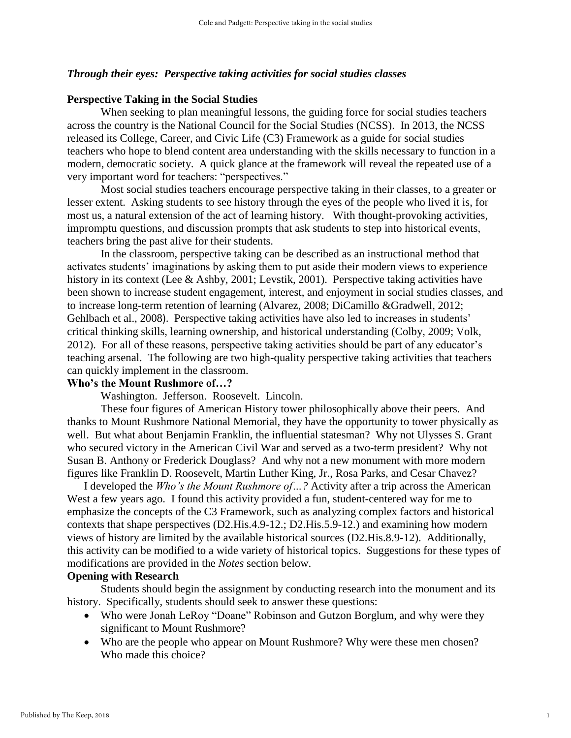### *Through their eyes: Perspective taking activities for social studies classes*

**Perspective Taking in the Social Studies**

When seeking to plan meaningful lessons, the guiding force for social studies teachers across the country is the National Council for the Social Studies (NCSS). In 2013, the NCSS released its College, Career, and Civic Life (C3) Framework as a guide for social studies teachers who hope to blend content area understanding with the skills necessary to function in a modern, democratic society. A quick glance at the framework will reveal the repeated use of a very important word for teachers: "perspectives."

Most social studies teachers encourage perspective taking in their classes, to a greater or lesser extent. Asking students to see history through the eyes of the people who lived it is, for most us, a natural extension of the act of learning history. With thought-provoking activities, impromptu questions, and discussion prompts that ask students to step into historical events, teachers bring the past alive for their students.

In the classroom, perspective taking can be described as an instructional method that activates students' imaginations by asking them to put aside their modern views to experience history in its context (Lee & Ashby, 2001; Levstik, 2001). Perspective taking activities have been shown to increase student engagement, interest, and enjoyment in social studies classes, and to increase long-term retention of learning (Alvarez, 2008; DiCamillo &Gradwell, 2012; Gehlbach et al., 2008). Perspective taking activities have also led to increases in students' critical thinking skills, learning ownership, and historical understanding (Colby, 2009; Volk, 2012). For all of these reasons, perspective taking activities should be part of any educator's teaching arsenal. The following are two high-quality perspective taking activities that teachers can quickly implement in the classroom.

**Who's the Mount Rushmore of…?**

Washington. Jefferson. Roosevelt. Lincoln.

These four figures of American History tower philosophically above their peers. And thanks to Mount Rushmore National Memorial, they have the opportunity to tower physically as well. But what about Benjamin Franklin, the influential statesman? Why not Ulysses S. Grant who secured victory in the American Civil War and served as a two-term president? Why not Susan B. Anthony or Frederick Douglass? And why not a new monument with more modern figures like Franklin D. Roosevelt, Martin Luther King, Jr., Rosa Parks, and Cesar Chavez?

I developed the *Who's the Mount Rushmore of…?* Activity after a trip across the American West a few years ago. I found this activity provided a fun, student-centered way for me to emphasize the concepts of the C3 Framework, such as analyzing complex factors and historical contexts that shape perspectives (D2.His.4.9-12.; D2.His.5.9-12.) and examining how modern views of history are limited by the available historical sources (D2.His.8.9-12). Additionally, this activity can be modified to a wide variety of historical topics. Suggestions for these types of modifications are provided in the *Notes* section below.

**Opening with Research**

Students should begin the assignment by conducting research into the monument and its history. Specifically, students should seek to answer these questions:

- Who were Jonah LeRoy "Doane" Robinson and Gutzon Borglum, and why were they significant to Mount Rushmore?
- Who are the people who appear on Mount Rushmore? Why were these men chosen? Who made this choice?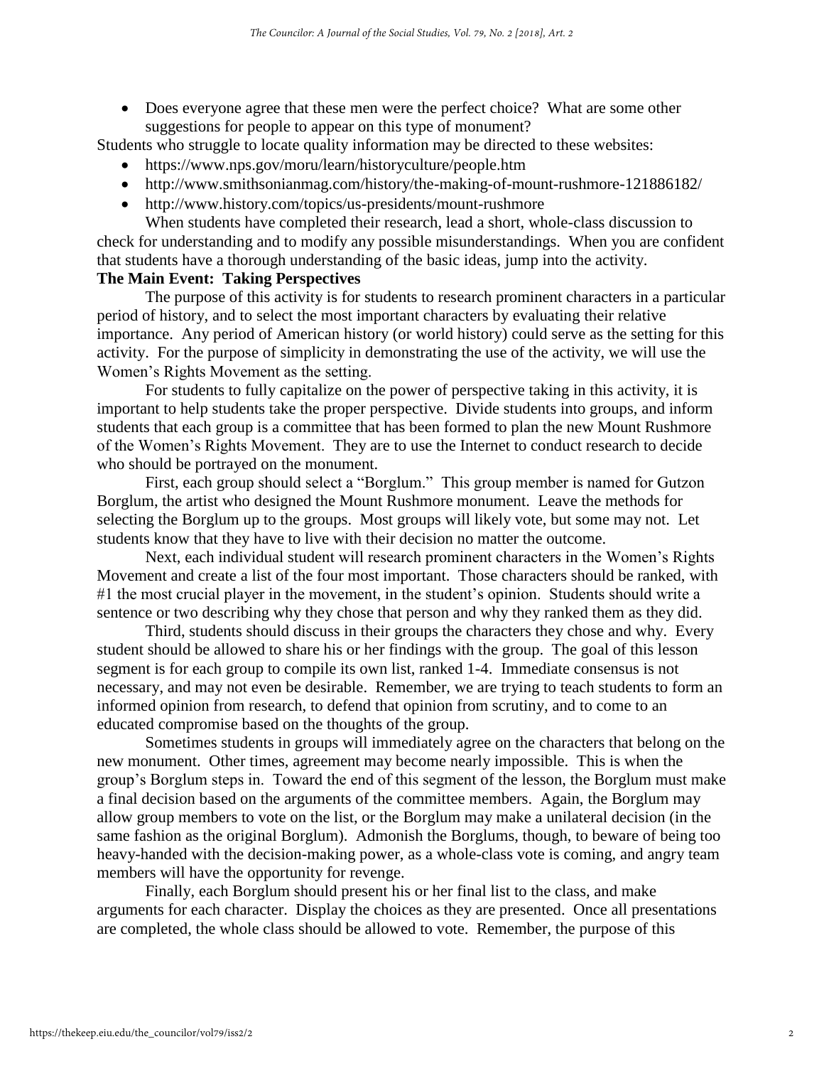- Does everyone agree that these men were the perfect choice? What are some other suggestions for people to appear on this type of monument?

Students who struggle to locate quality information may be directed to these websites:

- https://www.nps.gov/moru/learn/historyculture/people.htm
- http://www.smithsonianmag.com/history/the-making-of-mount-rushmore-121886182/
- http://www.history.com/topics/us-presidents/mount-rushmore

When students have completed their research, lead a short, whole-class discussion to check for understanding and to modify any possible misunderstandings. When you are confident that students have a thorough understanding of the basic ideas, jump into the activity.

**The Main Event: Taking Perspectives**

The purpose of this activity is for students to research prominent characters in a particular period of history, and to select the most important characters by evaluating their relative importance. Any period of American history (or world history) could serve as the setting for this activity. For the purpose of simplicity in demonstrating the use of the activity, we will use the Women's Rights Movement as the setting.

For students to fully capitalize on the power of perspective taking in this activity, it is important to help students take the proper perspective. Divide students into groups, and inform students that each group is a committee that has been formed to plan the new Mount Rushmore of the Women's Rights Movement. They are to use the Internet to conduct research to decide who should be portrayed on the monument.

First, each group should select a "Borglum." This group member is named for Gutzon Borglum, the artist who designed the Mount Rushmore monument. Leave the methods for selecting the Borglum up to the groups. Most groups will likely vote, but some may not. Let students know that they have to live with their decision no matter the outcome.

Next, each individual student will research prominent characters in the Women's Rights Movement and create a list of the four most important. Those characters should be ranked, with #1 the most crucial player in the movement, in the student's opinion. Students should write a sentence or two describing why they chose that person and why they ranked them as they did.

Third, students should discuss in their groups the characters they chose and why. Every student should be allowed to share his or her findings with the group. The goal of this lesson segment is for each group to compile its own list, ranked 1-4. Immediate consensus is not necessary, and may not even be desirable. Remember, we are trying to teach students to form an informed opinion from research, to defend that opinion from scrutiny, and to come to an educated compromise based on the thoughts of the group.

Sometimes students in groups will immediately agree on the characters that belong on the new monument. Other times, agreement may become nearly impossible. This is when the group's Borglum steps in. Toward the end of this segment of the lesson, the Borglum must make a final decision based on the arguments of the committee members. Again, the Borglum may allow group members to vote on the list, or the Borglum may make a unilateral decision (in the same fashion as the original Borglum). Admonish the Borglums, though, to beware of being too heavy-handed with the decision-making power, as a whole-class vote is coming, and angry team members will have the opportunity for revenge.

Finally, each Borglum should present his or her final list to the class, and make arguments for each character. Display the choices as they are presented. Once all presentations are completed, the whole class should be allowed to vote. Remember, the purpose of this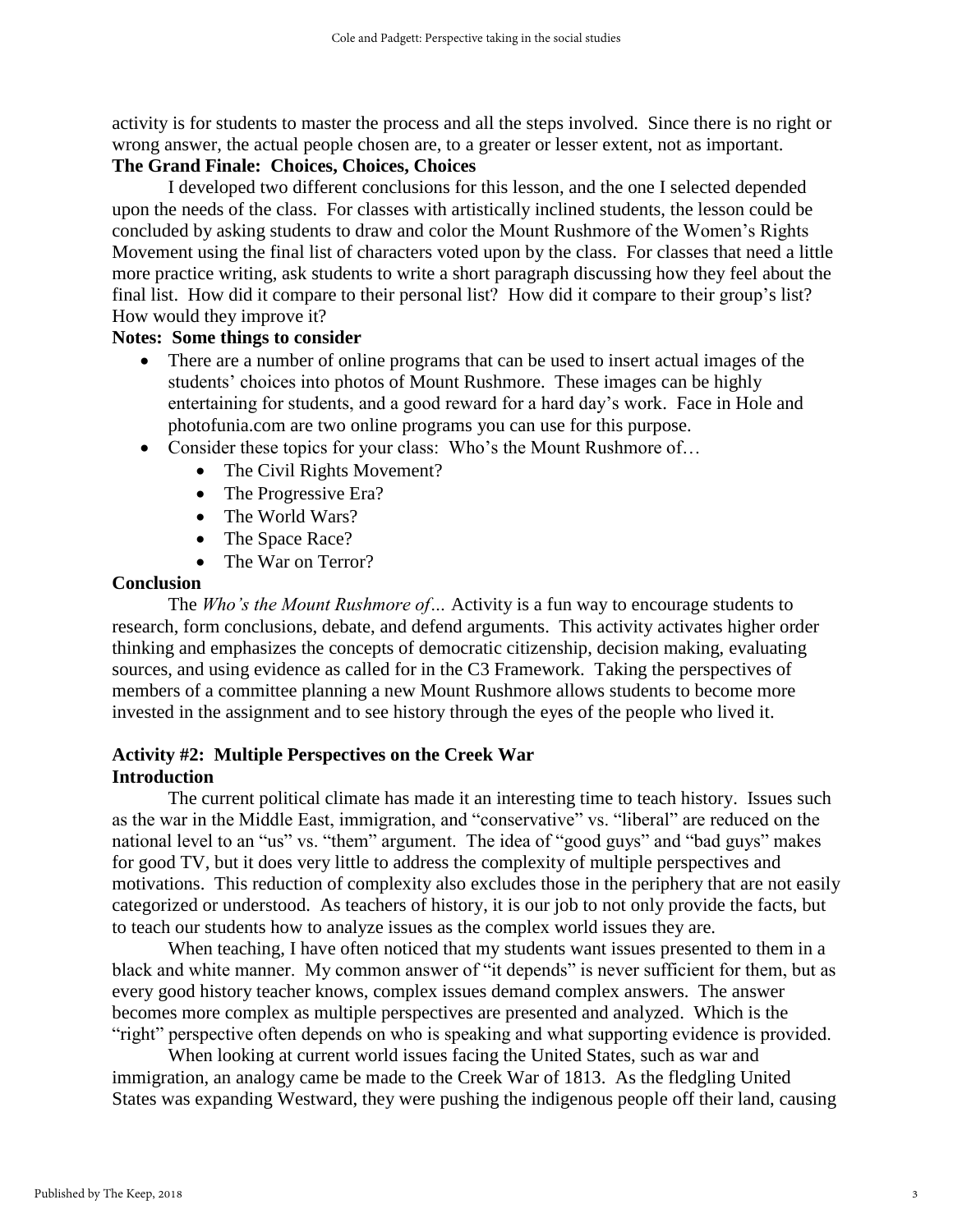activity is for students to master the process and all the steps involved. Since there is no right or wrong answer, the actual people chosen are, to a greater or lesser extent, not as important.

**The Grand Finale: Choices, Choices, Choices**

I developed two different conclusions for this lesson, and the one I selected depended upon the needs of the class. For classes with artistically inclined students, the lesson could be concluded by asking students to draw and color the Mount Rushmore of the Women's Rights Movement using the final list of characters voted upon by the class. For classes that need a little more practice writing, ask students to write a short paragraph discussing how they feel about the final list. How did it compare to their personal list? How did it compare to their group's list? How would they improve it?

**Notes: Some things to consider**

- There are a number of online programs that can be used to insert actual images of the students' choices into photos of Mount Rushmore. These images can be highly entertaining for students, and a good reward for a hard day's work. Face in Hole and photofunia.com are two online programs you can use for this purpose.
- Consider these topics for your class: Who's the Mount Rushmore of…
    - The Civil Rights Movement?
    - The Progressive Era?
    - The World Wars?
    - The Space Race?
    - The War on Terror?

**Conclusion**

The *Who's the Mount Rushmore of…* Activity is a fun way to encourage students to research, form conclusions, debate, and defend arguments. This activity activates higher order thinking and emphasizes the concepts of democratic citizenship, decision making, evaluating sources, and using evidence as called for in the C3 Framework. Taking the perspectives of members of a committee planning a new Mount Rushmore allows students to become more invested in the assignment and to see history through the eyes of the people who lived it.

## Activity #2: Multiple Perspectives on the Creek War

**Introduction**

The current political climate has made it an interesting time to teach history. Issues such as the war in the Middle East, immigration, and "conservative" vs. "liberal" are reduced on the national level to an "us" vs. "them" argument. The idea of "good guys" and "bad guys" makes for good TV, but it does very little to address the complexity of multiple perspectives and motivations. This reduction of complexity also excludes those in the periphery that are not easily categorized or understood. As teachers of history, it is our job to not only provide the facts, but to teach our students how to analyze issues as the complex world issues they are.

When teaching, I have often noticed that my students want issues presented to them in a black and white manner. My common answer of "it depends" is never sufficient for them, but as every good history teacher knows, complex issues demand complex answers. The answer becomes more complex as multiple perspectives are presented and analyzed. Which is the "right" perspective often depends on who is speaking and what supporting evidence is provided.

When looking at current world issues facing the United States, such as war and immigration, an analogy came be made to the Creek War of 1813. As the fledgling United States was expanding Westward, they were pushing the indigenous people off their land, causing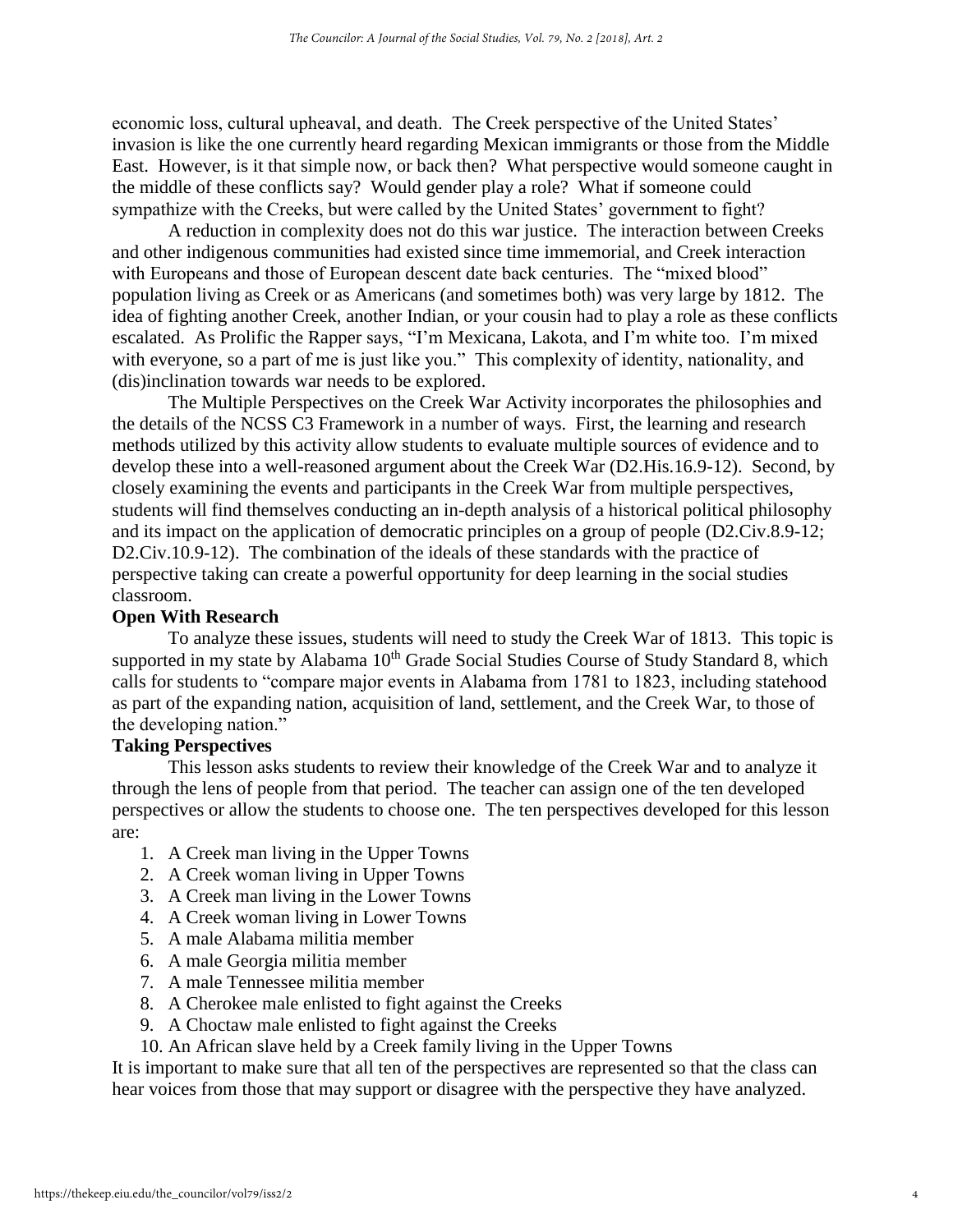economic loss, cultural upheaval, and death. The Creek perspective of the United States' invasion is like the one currently heard regarding Mexican immigrants or those from the Middle East. However, is it that simple now, or back then? What perspective would someone caught in the middle of these conflicts say? Would gender play a role? What if someone could sympathize with the Creeks, but were called by the United States' government to fight?

A reduction in complexity does not do this war justice. The interaction between Creeks and other indigenous communities had existed since time immemorial, and Creek interaction with Europeans and those of European descent date back centuries. The "mixed blood" population living as Creek or as Americans (and sometimes both) was very large by 1812. The idea of fighting another Creek, another Indian, or your cousin had to play a role as these conflicts escalated. As Prolific the Rapper says, "I'm Mexicana, Lakota, and I'm white too. I'm mixed with everyone, so a part of me is just like you." This complexity of identity, nationality, and (dis)inclination towards war needs to be explored.

The Multiple Perspectives on the Creek War Activity incorporates the philosophies and the details of the NCSS C3 Framework in a number of ways. First, the learning and research methods utilized by this activity allow students to evaluate multiple sources of evidence and to develop these into a well-reasoned argument about the Creek War (D2.His.16.9-12). Second, by closely examining the events and participants in the Creek War from multiple perspectives, students will find themselves conducting an in-depth analysis of a historical political philosophy and its impact on the application of democratic principles on a group of people (D2.Civ.8.9-12; D2.Civ.10.9-12). The combination of the ideals of these standards with the practice of perspective taking can create a powerful opportunity for deep learning in the social studies classroom.

**Open With Research**

To analyze these issues, students will need to study the Creek War of 1813. This topic is supported in my state by Alabama 10th Grade Social Studies Course of Study Standard 8, which calls for students to "compare major events in Alabama from 1781 to 1823, including statehood as part of the expanding nation, acquisition of land, settlement, and the Creek War, to those of the developing nation."

**Taking Perspectives**

This lesson asks students to review their knowledge of the Creek War and to analyze it through the lens of people from that period. The teacher can assign one of the ten developed perspectives or allow the students to choose one. The ten perspectives developed for this lesson are:

1. A Creek man living in the Upper Towns
2. A Creek woman living in Upper Towns
3. A Creek man living in the Lower Towns
4. A Creek woman living in Lower Towns
5. A male Alabama militia member
6. A male Georgia militia member
7. A male Tennessee militia member
8. A Cherokee male enlisted to fight against the Creeks
9. A Choctaw male enlisted to fight against the Creeks
10. An African slave held by a Creek family living in the Upper Towns

It is important to make sure that all ten of the perspectives are represented so that the class can hear voices from those that may support or disagree with the perspective they have analyzed.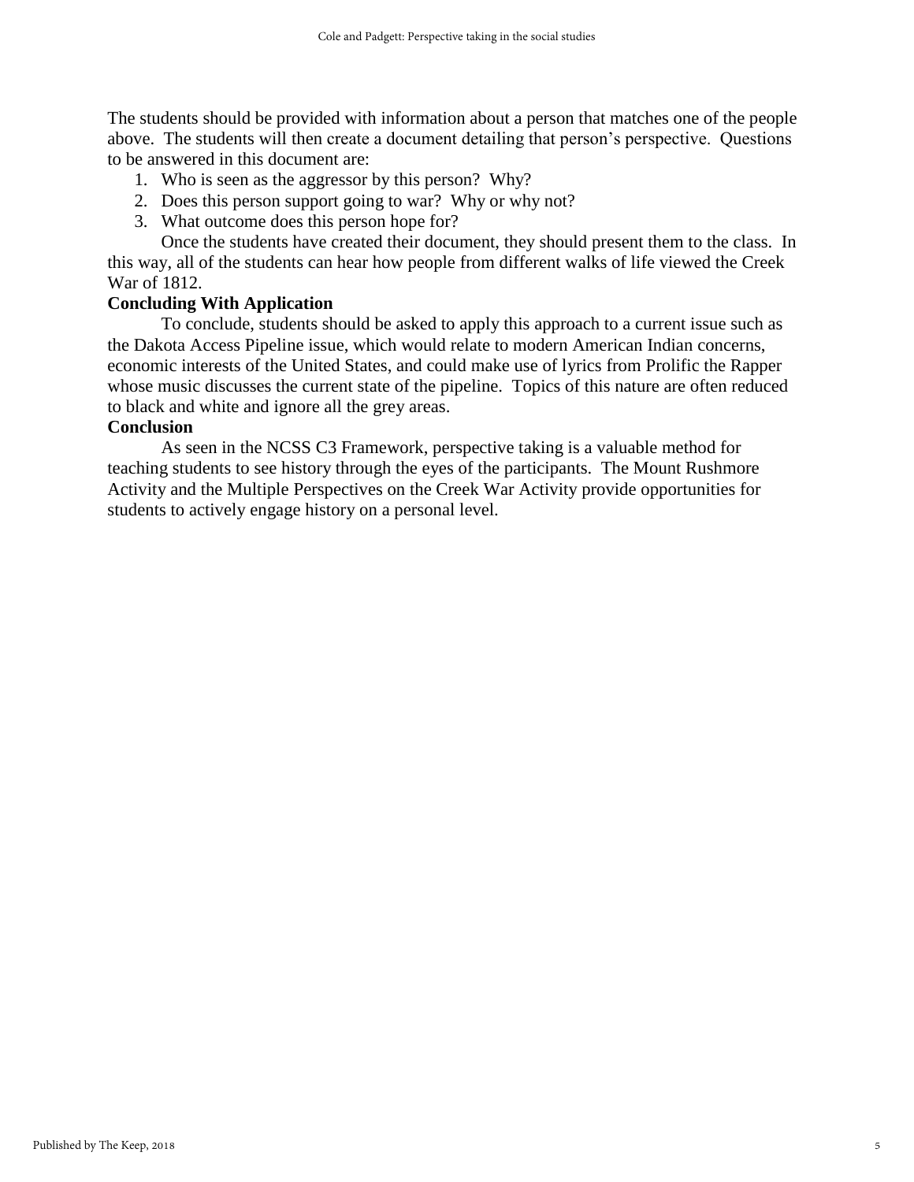The students should be provided with information about a person that matches one of the people above. The students will then create a document detailing that person's perspective. Questions to be answered in this document are:

1. Who is seen as the aggressor by this person? Why?
2. Does this person support going to war? Why or why not?
3. What outcome does this person hope for?

Once the students have created their document, they should present them to the class. In this way, all of the students can hear how people from different walks of life viewed the Creek War of 1812.

**Concluding With Application**

To conclude, students should be asked to apply this approach to a current issue such as the Dakota Access Pipeline issue, which would relate to modern American Indian concerns, economic interests of the United States, and could make use of lyrics from Prolific the Rapper whose music discusses the current state of the pipeline. Topics of this nature are often reduced to black and white and ignore all the grey areas.

**Conclusion**

As seen in the NCSS C3 Framework, perspective taking is a valuable method for teaching students to see history through the eyes of the participants. The Mount Rushmore Activity and the Multiple Perspectives on the Creek War Activity provide opportunities for students to actively engage history on a personal level.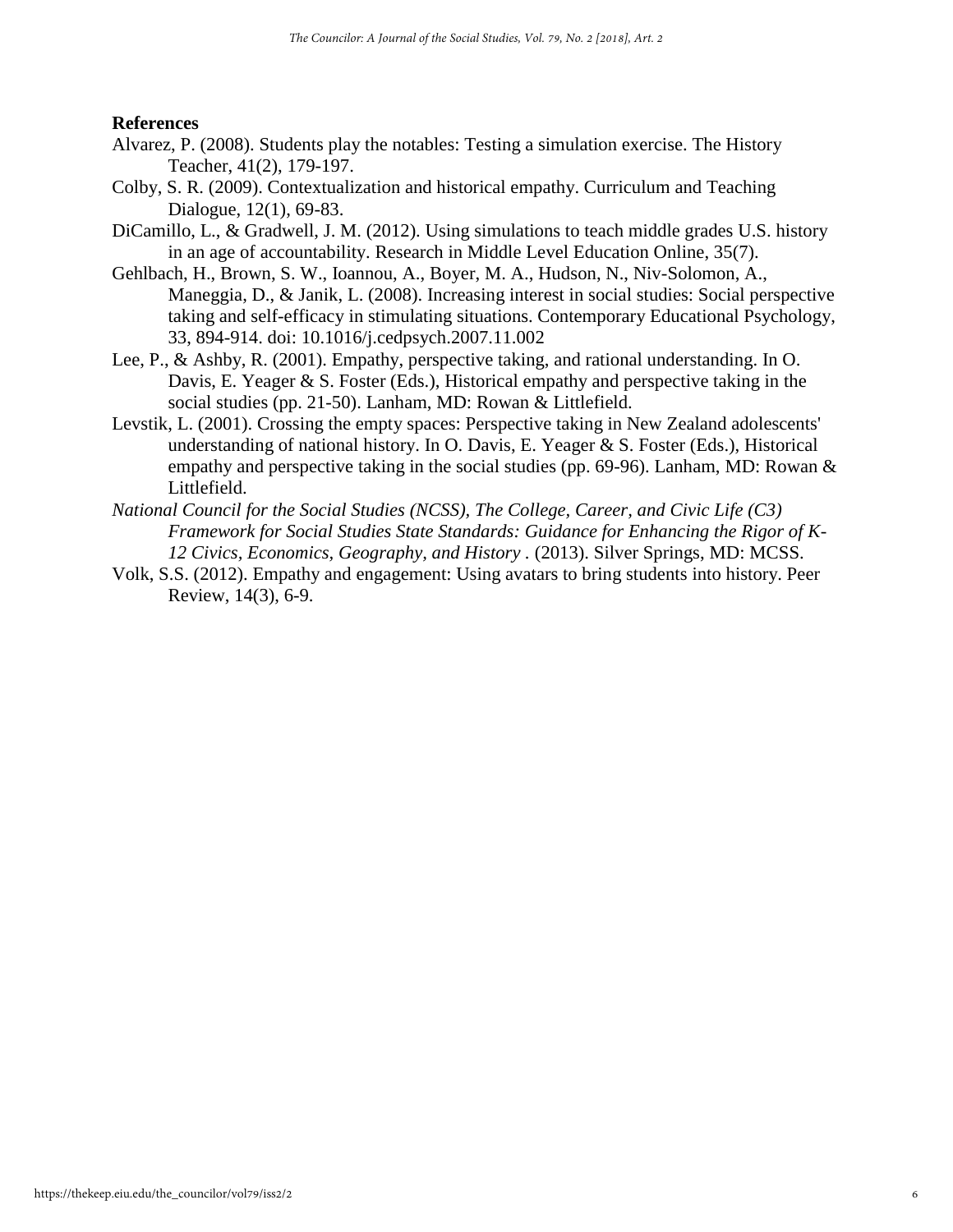**References**

Alvarez, P. (2008). Students play the notables: Testing a simulation exercise. The History Teacher, 41(2), 179-197.

Colby, S. R. (2009). Contextualization and historical empathy. Curriculum and Teaching Dialogue, 12(1), 69-83.

DiCamillo, L., & Gradwell, J. M. (2012). Using simulations to teach middle grades U.S. history in an age of accountability. Research in Middle Level Education Online, 35(7).

Gehlbach, H., Brown, S. W., Ioannou, A., Boyer, M. A., Hudson, N., Niv-Solomon, A., Maneggia, D., & Janik, L. (2008). Increasing interest in social studies: Social perspective taking and self-efficacy in stimulating situations. Contemporary Educational Psychology, 33, 894-914. doi: 10.1016/j.cedpsych.2007.11.002

Lee, P., & Ashby, R. (2001). Empathy, perspective taking, and rational understanding. In O. Davis, E. Yeager & S. Foster (Eds.), Historical empathy and perspective taking in the social studies (pp. 21-50). Lanham, MD: Rowan & Littlefield.

Levstik, L. (2001). Crossing the empty spaces: Perspective taking in New Zealand adolescents' understanding of national history. In O. Davis, E. Yeager & S. Foster (Eds.), Historical empathy and perspective taking in the social studies (pp. 69-96). Lanham, MD: Rowan & Littlefield.

*National Council for the Social Studies (NCSS), The College, Career, and Civic Life (C3) Framework for Social Studies State Standards: Guidance for Enhancing the Rigor of K-12 Civics, Economics, Geography, and History* . (2013). Silver Springs, MD: MCSS.

Volk, S.S. (2012). Empathy and engagement: Using avatars to bring students into history. Peer Review, 14(3), 6-9.